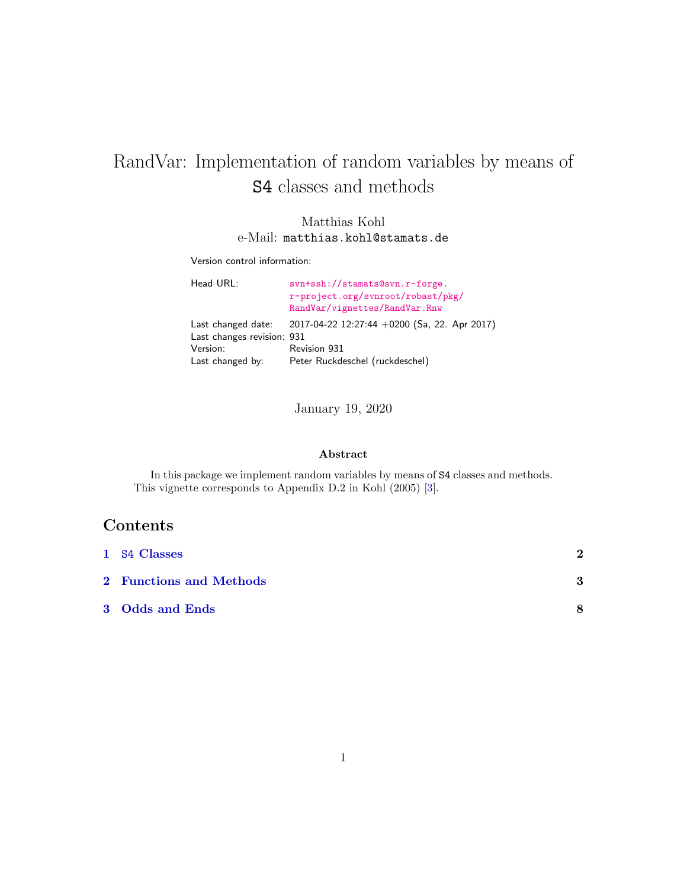# RandVar: Implementation of random variables by means of S4 classes and methods

Matthias Kohl
e-Mail: `matthias.kohl@stamats.de`

Version control information:

| | |
|---|---|
| Head URL: | svn+ssh://stamats@svn.r-forge.r-project.org/svnroot/robast/pkg/RandVar/vignettes/RandVar.Rnw |
| Last changed date: | 2017-04-22 12:27:44 +0200 (Sa, 22. Apr 2017) |
| Last changes revision: | 931 |
| Version: | Revision 931 |
| Last changed by: | Peter Ruckdeschel (ruckdeschel) |

January 19, 2020

**Abstract**

In this package we implement random variables by means of S4 classes and methods. This vignette corresponds to Appendix D.2 in Kohl (2005) [3].

## Contents

**1 S4 Classes** — 2

**2 Functions and Methods** — 3

**3 Odds and Ends** — 8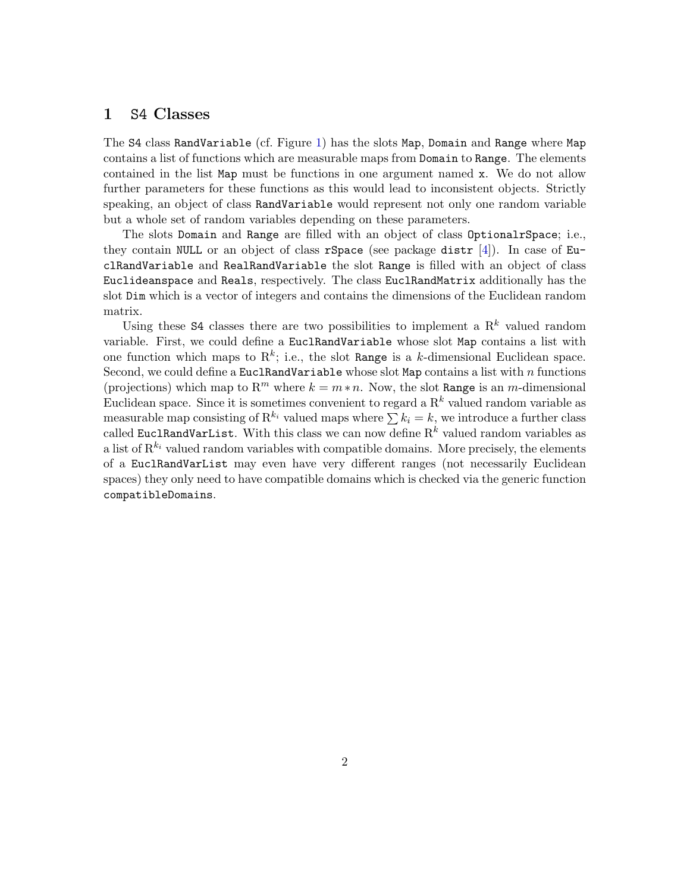## 1 S4 Classes

The S4 class RandVariable (cf. Figure 1) has the slots Map, Domain and Range where Map contains a list of functions which are measurable maps from Domain to Range. The elements contained in the list Map must be functions in one argument named x. We do not allow further parameters for these functions as this would lead to inconsistent objects. Strictly speaking, an object of class RandVariable would represent not only one random variable but a whole set of random variables depending on these parameters.

The slots Domain and Range are filled with an object of class OptionalrSpace; i.e., they contain NULL or an object of class rSpace (see package distr [4]). In case of EuclRandVariable and RealRandVariable the slot Range is filled with an object of class Euclideanspace and Reals, respectively. The class EuclRandMatrix additionally has the slot Dim which is a vector of integers and contains the dimensions of the Euclidean random matrix.

Using these S4 classes there are two possibilities to implement a $\mathrm{R}^k$ valued random variable. First, we could define a EuclRandVariable whose slot Map contains a list with one function which maps to $\mathrm{R}^k$; i.e., the slot Range is a $k$-dimensional Euclidean space. Second, we could define a EuclRandVariable whose slot Map contains a list with $n$ functions (projections) which map to $\mathrm{R}^m$ where $k = m * n$. Now, the slot Range is an $m$-dimensional Euclidean space. Since it is sometimes convenient to regard a $\mathrm{R}^k$ valued random variable as measurable map consisting of $\mathrm{R}^{k_i}$ valued maps where $\sum k_i = k$, we introduce a further class called EuclRandVarList. With this class we can now define $\mathrm{R}^k$ valued random variables as a list of $\mathrm{R}^{k_i}$ valued random variables with compatible domains. More precisely, the elements of a EuclRandVarList may even have very different ranges (not necessarily Euclidean spaces) they only need to have compatible domains which is checked via the generic function compatibleDomains.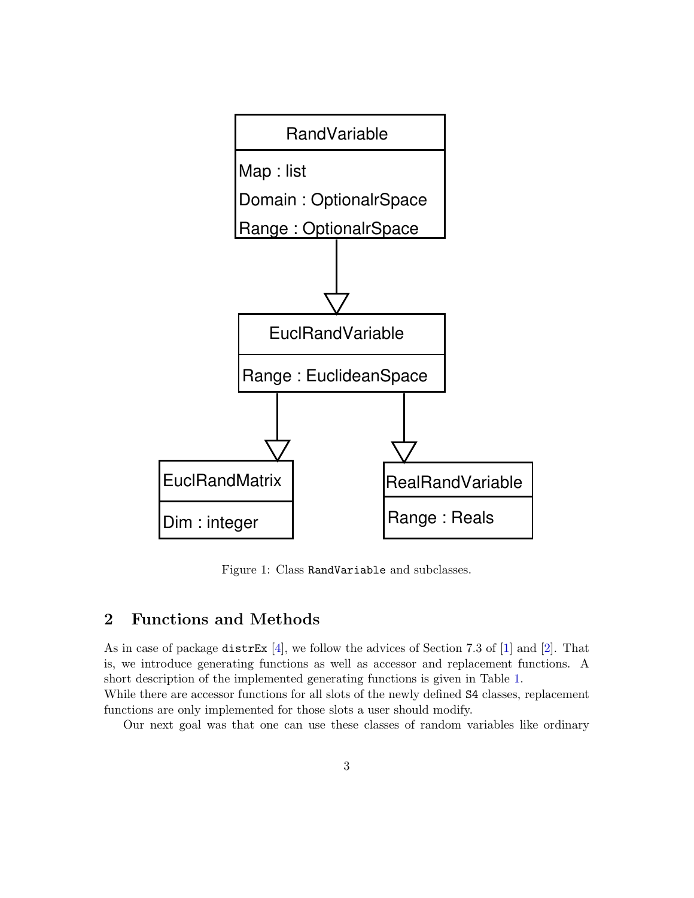RandVariable

Map : list

Domain : OptionalrSpace

Range : OptionalrSpace

EuclRandVariable

Range : EuclideanSpace

EuclRandMatrix

Dim : integer

RealRandVariable

Range : Reals

Figure 1: Class `RandVariable` and subclasses.

## 2 Functions and Methods

As in case of package `distrEx` [4], we follow the advices of Section 7.3 of [1] and [2]. That is, we introduce generating functions as well as accessor and replacement functions. A short description of the implemented generating functions is given in Table 1.
While there are accessor functions for all slots of the newly defined `S4` classes, replacement functions are only implemented for those slots a user should modify.

Our next goal was that one can use these classes of random variables like ordinary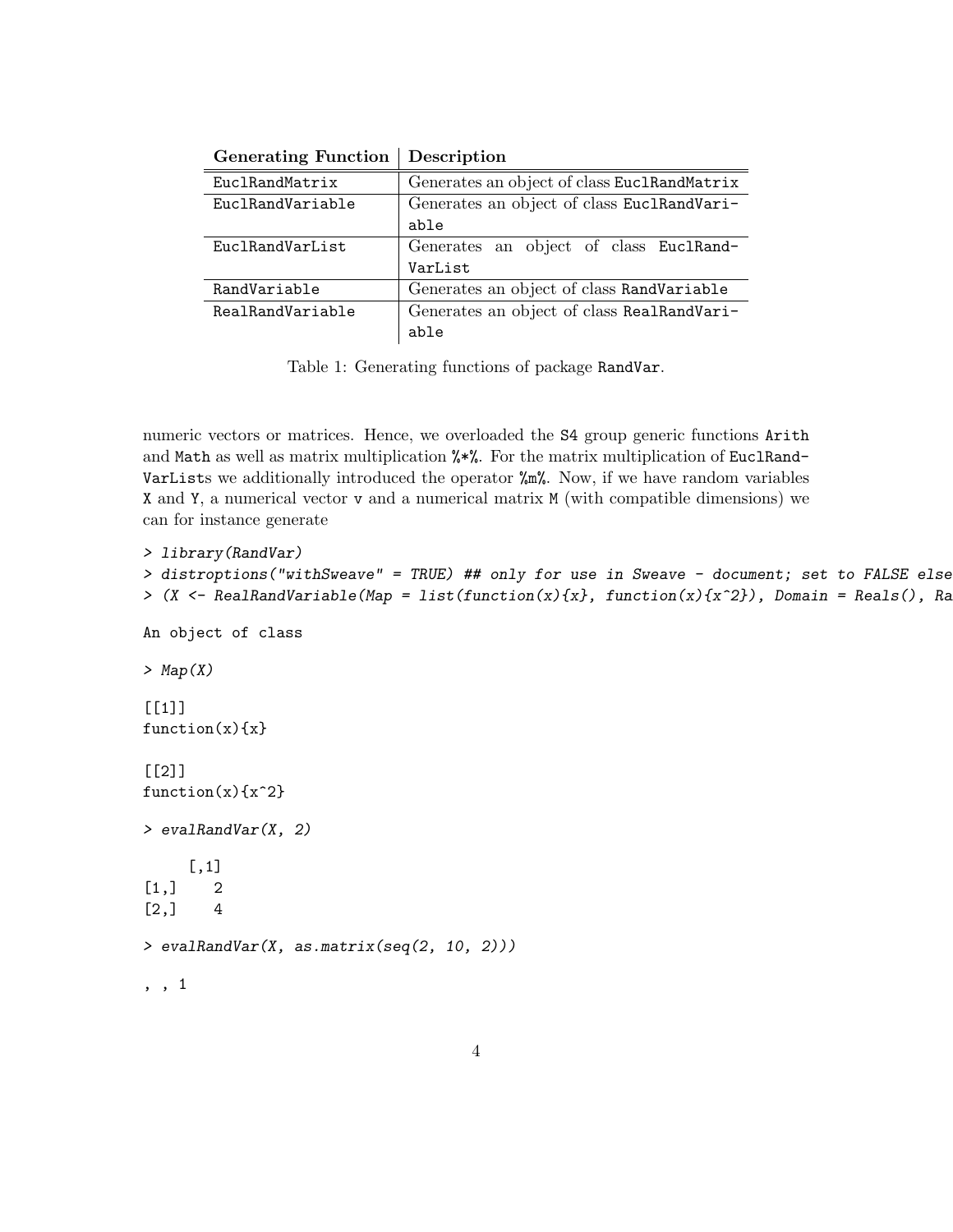| Generating Function | Description |
|---|---|
| `EuclRandMatrix` | Generates an object of class `EuclRandMatrix` |
| `EuclRandVariable` | Generates an object of class `EuclRandVariable` |
| `EuclRandVarList` | Generates an object of class `EuclRandVarList` |
| `RandVariable` | Generates an object of class `RandVariable` |
| `RealRandVariable` | Generates an object of class `RealRandVariable` |

Table 1: Generating functions of package `RandVar`.

numeric vectors or matrices. Hence, we overloaded the `S4` group generic functions `Arith` and `Math` as well as matrix multiplication `%*%`. For the matrix multiplication of `EuclRandVarList`s we additionally introduced the operator `%m%`. Now, if we have random variables `X` and `Y`, a numerical vector `v` and a numerical matrix `M` (with compatible dimensions) we can for instance generate

```
> library(RandVar)
> distroptions("withSweave" = TRUE) ## only for use in Sweave - document; set to FALSE else
> (X <- RealRandVariable(Map = list(function(x){x}, function(x){x^2}), Domain = Reals(), Ra

An object of class

> Map(X)

[[1]]
function(x){x}

[[2]]
function(x){x^2}

> evalRandVar(X, 2)

     [,1]
[1,]    2
[2,]    4

> evalRandVar(X, as.matrix(seq(2, 10, 2)))

, , 1
```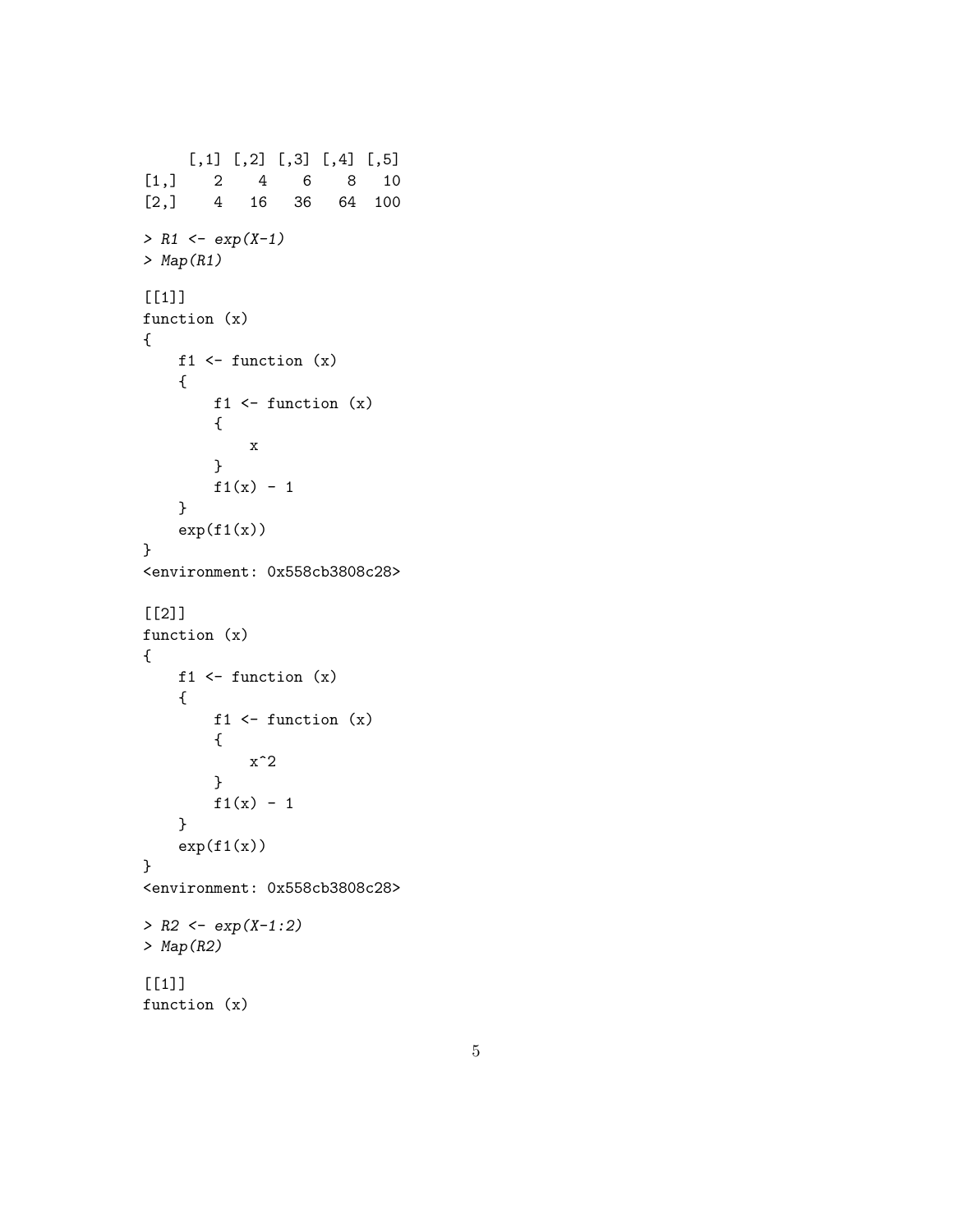```
     [,1] [,2] [,3] [,4] [,5]
[1,]    2    4    6    8   10
[2,]    4   16   36   64  100

> R1 <- exp(X-1)
> Map(R1)

[[1]]
function (x)
{
    f1 <- function (x)
    {
        f1 <- function (x)
        {
            x
        }
        f1(x) - 1
    }
    exp(f1(x))
}
<environment: 0x558cb3808c28>

[[2]]
function (x)
{
    f1 <- function (x)
    {
        f1 <- function (x)
        {
            x^2
        }
        f1(x) - 1
    }
    exp(f1(x))
}
<environment: 0x558cb3808c28>

> R2 <- exp(X-1:2)
> Map(R2)

[[1]]
function (x)
```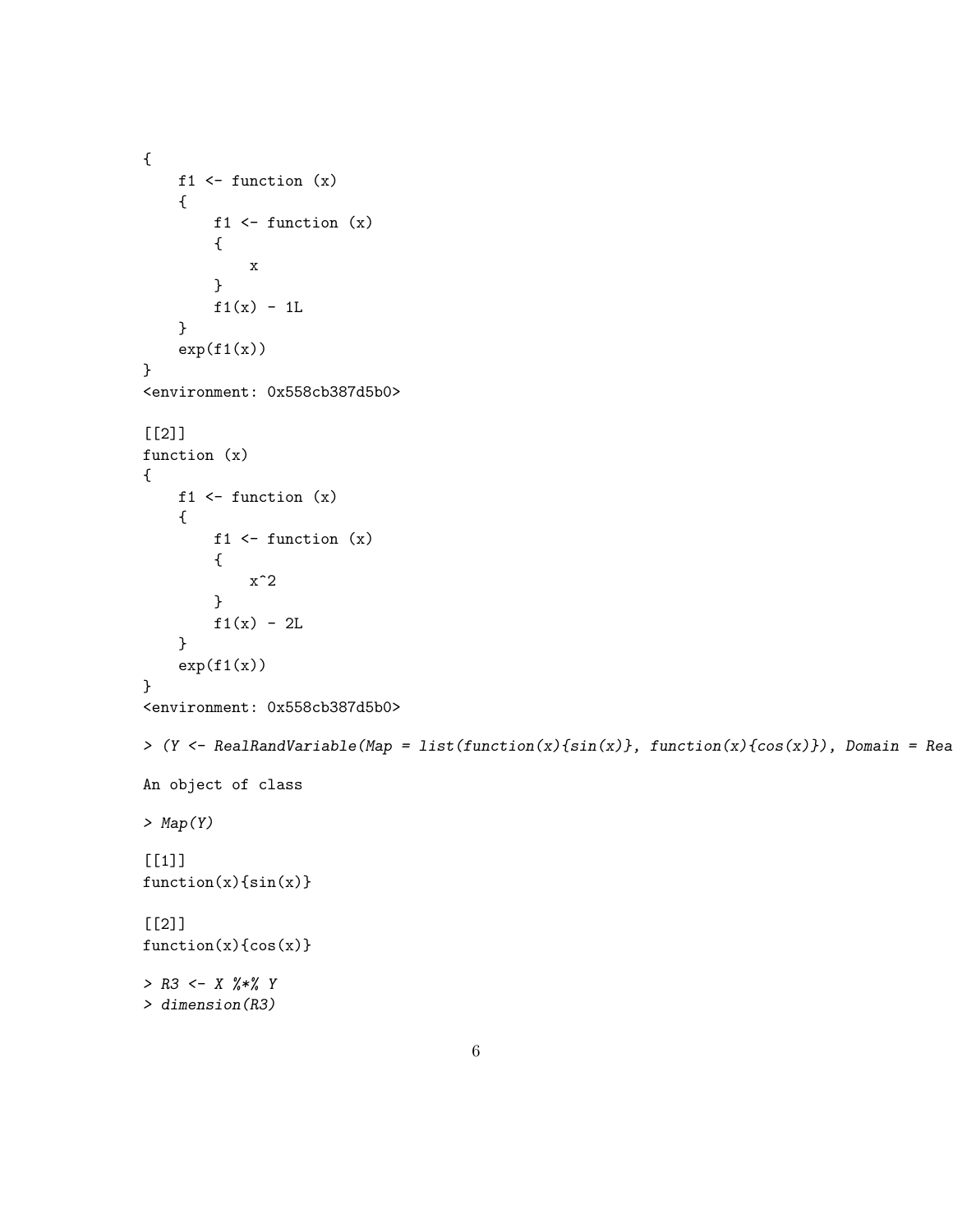```
{
    f1 <- function (x)
    {
        f1 <- function (x)
        {
            x
        }
        f1(x) - 1L
    }
    exp(f1(x))
}
<environment: 0x558cb387d5b0>

[[2]]
function (x)
{
    f1 <- function (x)
    {
        f1 <- function (x)
        {
            x^2
        }
        f1(x) - 2L
    }
    exp(f1(x))
}
<environment: 0x558cb387d5b0>

> (Y <- RealRandVariable(Map = list(function(x){sin(x)}, function(x){cos(x)}), Domain = Rea

An object of class

> Map(Y)

[[1]]
function(x){sin(x)}

[[2]]
function(x){cos(x)}

> R3 <- X %*% Y
> dimension(R3)
```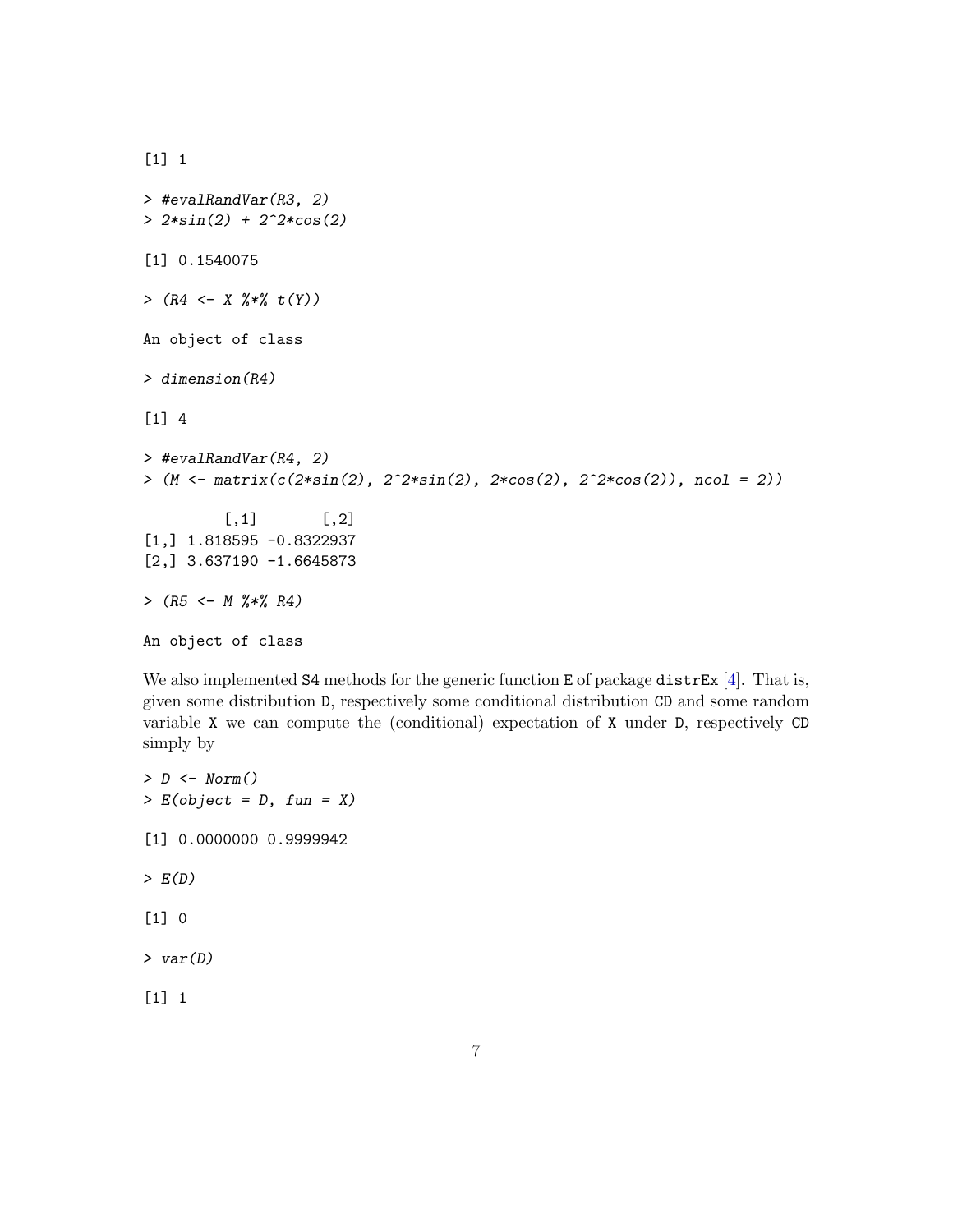```
[1] 1

> #evalRandVar(R3, 2)
> 2*sin(2) + 2^2*cos(2)

[1] 0.1540075

> (R4 <- X %*% t(Y))

An object of class

> dimension(R4)

[1] 4

> #evalRandVar(R4, 2)
> (M <- matrix(c(2*sin(2), 2^2*sin(2), 2*cos(2), 2^2*cos(2)), ncol = 2))

         [,1]       [,2]
[1,] 1.818595 -0.8322937
[2,] 3.637190 -1.6645873

> (R5 <- M %*% R4)

An object of class
```

We also implemented S4 methods for the generic function E of package distrEx [4]. That is, given some distribution D, respectively some conditional distribution CD and some random variable X we can compute the (conditional) expectation of X under D, respectively CD simply by

```
> D <- Norm()
> E(object = D, fun = X)

[1] 0.0000000 0.9999942

> E(D)

[1] 0

> var(D)

[1] 1
```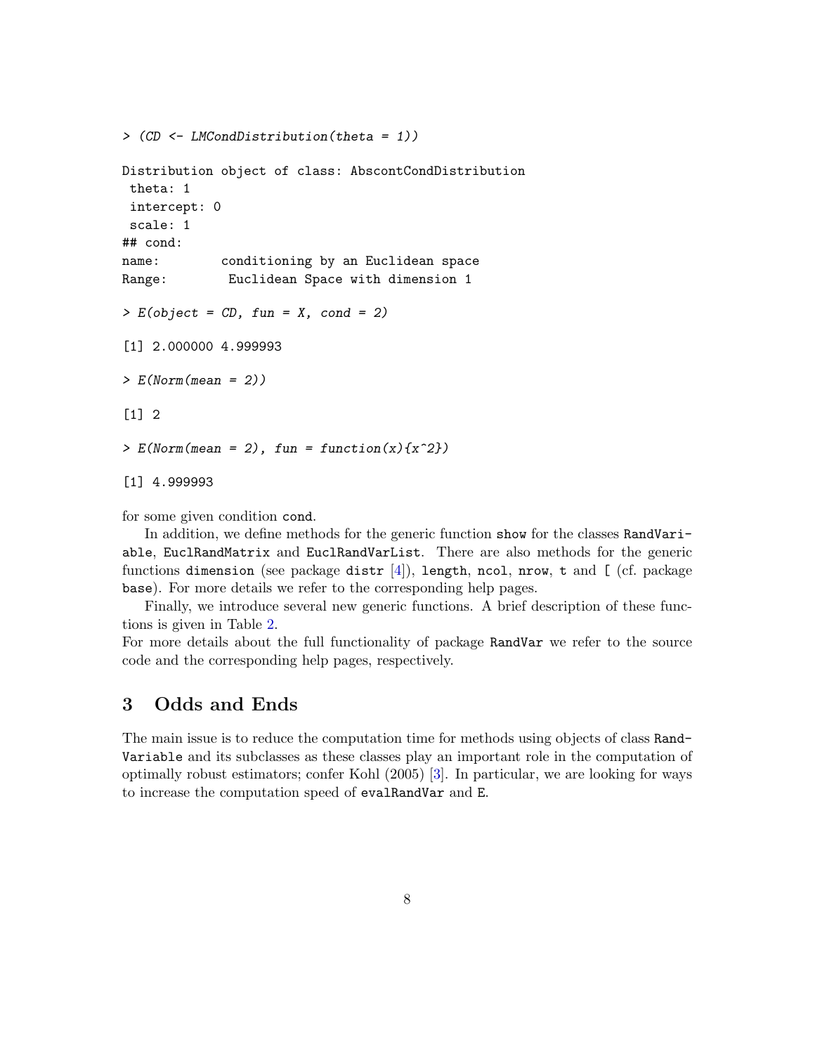```
> (CD <- LMCondDistribution(theta = 1))

Distribution object of class: AbscontCondDistribution
 theta: 1
 intercept: 0
 scale: 1
## cond:
name:        conditioning by an Euclidean space
Range:        Euclidean Space with dimension 1

> E(object = CD, fun = X, cond = 2)

[1] 2.000000 4.999993

> E(Norm(mean = 2))

[1] 2

> E(Norm(mean = 2), fun = function(x){x^2})

[1] 4.999993
```

for some given condition `cond`.

In addition, we define methods for the generic function `show` for the classes `RandVariable`, `EuclRandMatrix` and `EuclRandVarList`. There are also methods for the generic functions `dimension` (see package `distr` [4]), `length`, `ncol`, `nrow`, `t` and `[` (cf. package `base`). For more details we refer to the corresponding help pages.

Finally, we introduce several new generic functions. A brief description of these functions is given in Table 2.

For more details about the full functionality of package `RandVar` we refer to the source code and the corresponding help pages, respectively.

## 3 Odds and Ends

The main issue is to reduce the computation time for methods using objects of class `RandVariable` and its subclasses as these classes play an important role in the computation of optimally robust estimators; confer Kohl (2005) [3]. In particular, we are looking for ways to increase the computation speed of `evalRandVar` and `E`.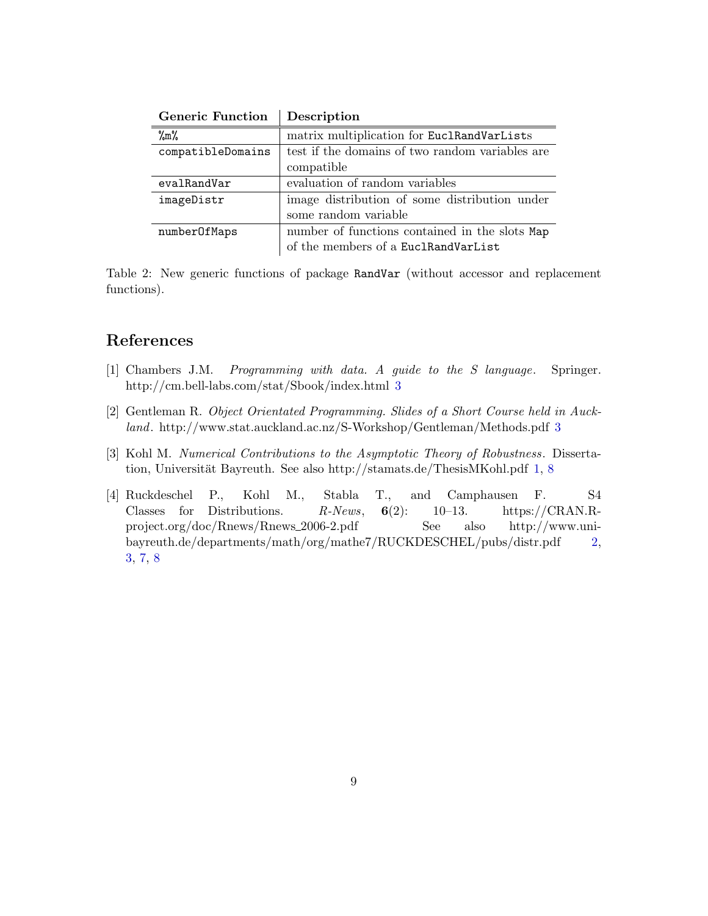| Generic Function | Description |
|---|---|
| `%m%` | matrix multiplication for `EuclRandVarList`s |
| `compatibleDomains` | test if the domains of two random variables are compatible |
| `evalRandVar` | evaluation of random variables |
| `imageDistr` | image distribution of some distribution under some random variable |
| `numberOfMaps` | number of functions contained in the slots `Map` of the members of a `EuclRandVarList` |

Table 2: New generic functions of package `RandVar` (without accessor and replacement functions).

## References

[1] Chambers J.M. *Programming with data. A guide to the S language*. Springer. http://cm.bell-labs.com/stat/Sbook/index.html 3

[2] Gentleman R. *Object Orientated Programming. Slides of a Short Course held in Auckland*. http://www.stat.auckland.ac.nz/S-Workshop/Gentleman/Methods.pdf 3

[3] Kohl M. *Numerical Contributions to the Asymptotic Theory of Robustness*. Dissertation, Universität Bayreuth. See also http://stamats.de/ThesisMKohl.pdf 1, 8

[4] Ruckdeschel P., Kohl M., Stabla T., and Camphausen F. S4 Classes for Distributions. *R-News*, **6**(2): 10–13. https://CRAN.R-project.org/doc/Rnews/Rnews_2006-2.pdf See also http://www.uni-bayreuth.de/departments/math/org/mathe7/RUCKDESCHEL/pubs/distr.pdf 2, 3, 7, 8